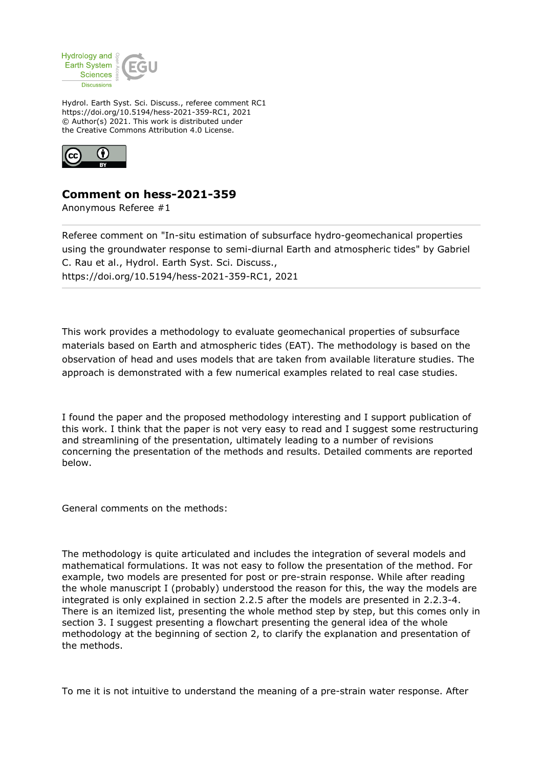Hydrol. Earth Syst. Sci. Discuss., referee comment RC1
https://doi.org/10.5194/hess-2021-359-RC1, 2021
© Author(s) 2021. This work is distributed under
the Creative Commons Attribution 4.0 License.

## Comment on hess-2021-359

Anonymous Referee #1

Referee comment on "In-situ estimation of subsurface hydro-geomechanical properties using the groundwater response to semi-diurnal Earth and atmospheric tides" by Gabriel C. Rau et al., Hydrol. Earth Syst. Sci. Discuss., https://doi.org/10.5194/hess-2021-359-RC1, 2021

This work provides a methodology to evaluate geomechanical properties of subsurface materials based on Earth and atmospheric tides (EAT). The methodology is based on the observation of head and uses models that are taken from available literature studies. The approach is demonstrated with a few numerical examples related to real case studies.

I found the paper and the proposed methodology interesting and I support publication of this work. I think that the paper is not very easy to read and I suggest some restructuring and streamlining of the presentation, ultimately leading to a number of revisions concerning the presentation of the methods and results. Detailed comments are reported below.

General comments on the methods:

The methodology is quite articulated and includes the integration of several models and mathematical formulations. It was not easy to follow the presentation of the method. For example, two models are presented for post or pre-strain response. While after reading the whole manuscript I (probably) understood the reason for this, the way the models are integrated is only explained in section 2.2.5 after the models are presented in 2.2.3-4. There is an itemized list, presenting the whole method step by step, but this comes only in section 3. I suggest presenting a flowchart presenting the general idea of the whole methodology at the beginning of section 2, to clarify the explanation and presentation of the methods.

To me it is not intuitive to understand the meaning of a pre-strain water response. After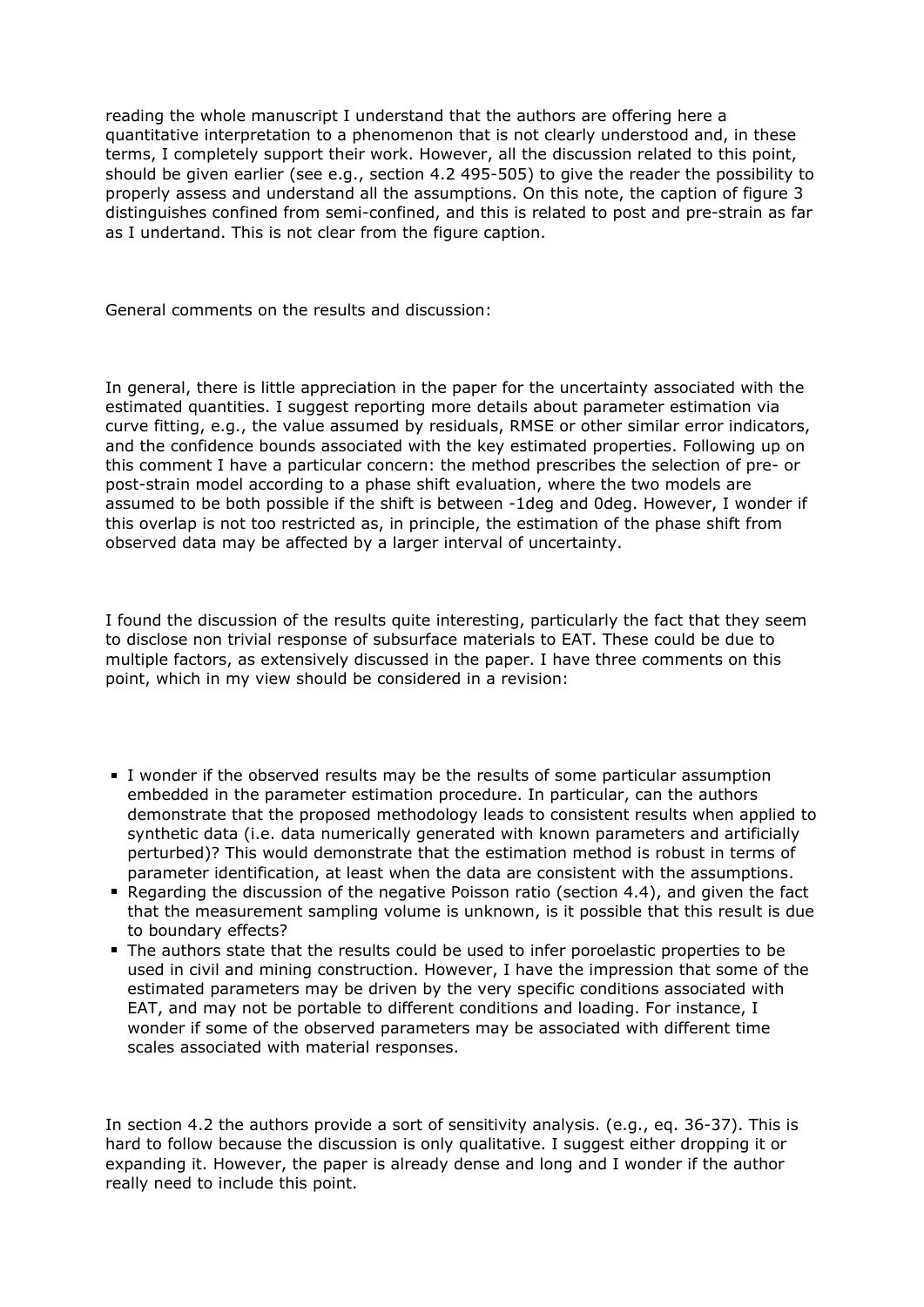reading the whole manuscript I understand that the authors are offering here a quantitative interpretation to a phenomenon that is not clearly understood and, in these terms, I completely support their work. However, all the discussion related to this point, should be given earlier (see e.g., section 4.2 495-505) to give the reader the possibility to properly assess and understand all the assumptions. On this note, the caption of figure 3 distinguishes confined from semi-confined, and this is related to post and pre-strain as far as I undertand. This is not clear from the figure caption.

General comments on the results and discussion:

In general, there is little appreciation in the paper for the uncertainty associated with the estimated quantities. I suggest reporting more details about parameter estimation via curve fitting, e.g., the value assumed by residuals, RMSE or other similar error indicators, and the confidence bounds associated with the key estimated properties. Following up on this comment I have a particular concern: the method prescribes the selection of pre- or post-strain model according to a phase shift evaluation, where the two models are assumed to be both possible if the shift is between -1deg and 0deg. However, I wonder if this overlap is not too restricted as, in principle, the estimation of the phase shift from observed data may be affected by a larger interval of uncertainty.

I found the discussion of the results quite interesting, particularly the fact that they seem to disclose non trivial response of subsurface materials to EAT. These could be due to multiple factors, as extensively discussed in the paper. I have three comments on this point, which in my view should be considered in a revision:

- I wonder if the observed results may be the results of some particular assumption embedded in the parameter estimation procedure. In particular, can the authors demonstrate that the proposed methodology leads to consistent results when applied to synthetic data (i.e. data numerically generated with known parameters and artificially perturbed)? This would demonstrate that the estimation method is robust in terms of parameter identification, at least when the data are consistent with the assumptions.
- Regarding the discussion of the negative Poisson ratio (section 4.4), and given the fact that the measurement sampling volume is unknown, is it possible that this result is due to boundary effects?
- The authors state that the results could be used to infer poroelastic properties to be used in civil and mining construction. However, I have the impression that some of the estimated parameters may be driven by the very specific conditions associated with EAT, and may not be portable to different conditions and loading. For instance, I wonder if some of the observed parameters may be associated with different time scales associated with material responses.

In section 4.2 the authors provide a sort of sensitivity analysis. (e.g., eq. 36-37). This is hard to follow because the discussion is only qualitative. I suggest either dropping it or expanding it. However, the paper is already dense and long and I wonder if the author really need to include this point.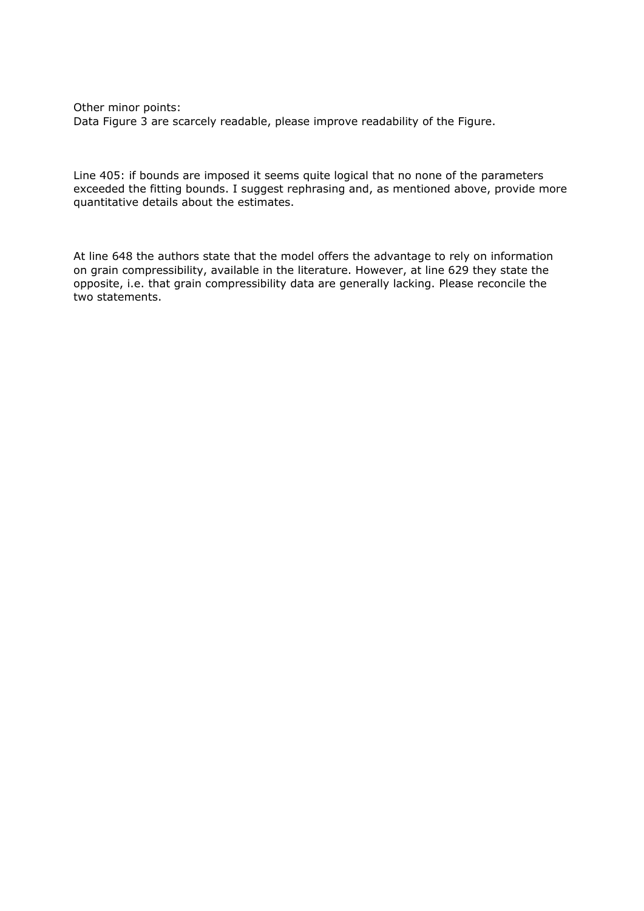Other minor points:
Data Figure 3 are scarcely readable, please improve readability of the Figure.

Line 405: if bounds are imposed it seems quite logical that no none of the parameters exceeded the fitting bounds. I suggest rephrasing and, as mentioned above, provide more quantitative details about the estimates.

At line 648 the authors state that the model offers the advantage to rely on information on grain compressibility, available in the literature. However, at line 629 they state the opposite, i.e. that grain compressibility data are generally lacking. Please reconcile the two statements.